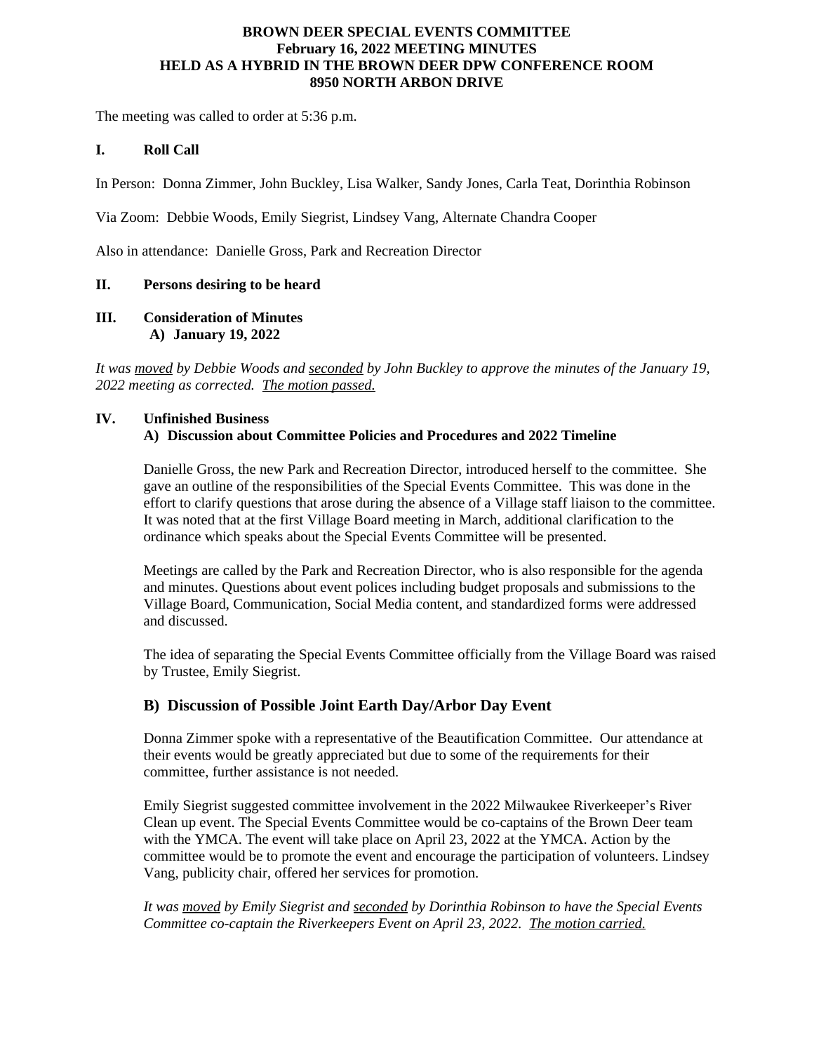**BROWN DEER SPECIAL EVENTS COMMITTEE**
**February 16, 2022 MEETING MINUTES**
**HELD AS A HYBRID IN THE BROWN DEER DPW CONFERENCE ROOM**
**8950 NORTH ARBON DRIVE**

The meeting was called to order at 5:36 p.m.

## I. Roll Call

In Person: Donna Zimmer, John Buckley, Lisa Walker, Sandy Jones, Carla Teat, Dorinthia Robinson

Via Zoom: Debbie Woods, Emily Siegrist, Lindsey Vang, Alternate Chandra Cooper

Also in attendance: Danielle Gross, Park and Recreation Director

## II. Persons desiring to be heard

## III. Consideration of Minutes

### A) January 19, 2022

*It was moved by Debbie Woods and seconded by John Buckley to approve the minutes of the January 19, 2022 meeting as corrected. The motion passed.*

## IV. Unfinished Business

### A) Discussion about Committee Policies and Procedures and 2022 Timeline

Danielle Gross, the new Park and Recreation Director, introduced herself to the committee. She gave an outline of the responsibilities of the Special Events Committee. This was done in the effort to clarify questions that arose during the absence of a Village staff liaison to the committee. It was noted that at the first Village Board meeting in March, additional clarification to the ordinance which speaks about the Special Events Committee will be presented.

Meetings are called by the Park and Recreation Director, who is also responsible for the agenda and minutes. Questions about event polices including budget proposals and submissions to the Village Board, Communication, Social Media content, and standardized forms were addressed and discussed.

The idea of separating the Special Events Committee officially from the Village Board was raised by Trustee, Emily Siegrist.

### B) Discussion of Possible Joint Earth Day/Arbor Day Event

Donna Zimmer spoke with a representative of the Beautification Committee. Our attendance at their events would be greatly appreciated but due to some of the requirements for their committee, further assistance is not needed.

Emily Siegrist suggested committee involvement in the 2022 Milwaukee Riverkeeper's River Clean up event. The Special Events Committee would be co-captains of the Brown Deer team with the YMCA. The event will take place on April 23, 2022 at the YMCA. Action by the committee would be to promote the event and encourage the participation of volunteers. Lindsey Vang, publicity chair, offered her services for promotion.

*It was moved by Emily Siegrist and seconded by Dorinthia Robinson to have the Special Events Committee co-captain the Riverkeepers Event on April 23, 2022. The motion carried.*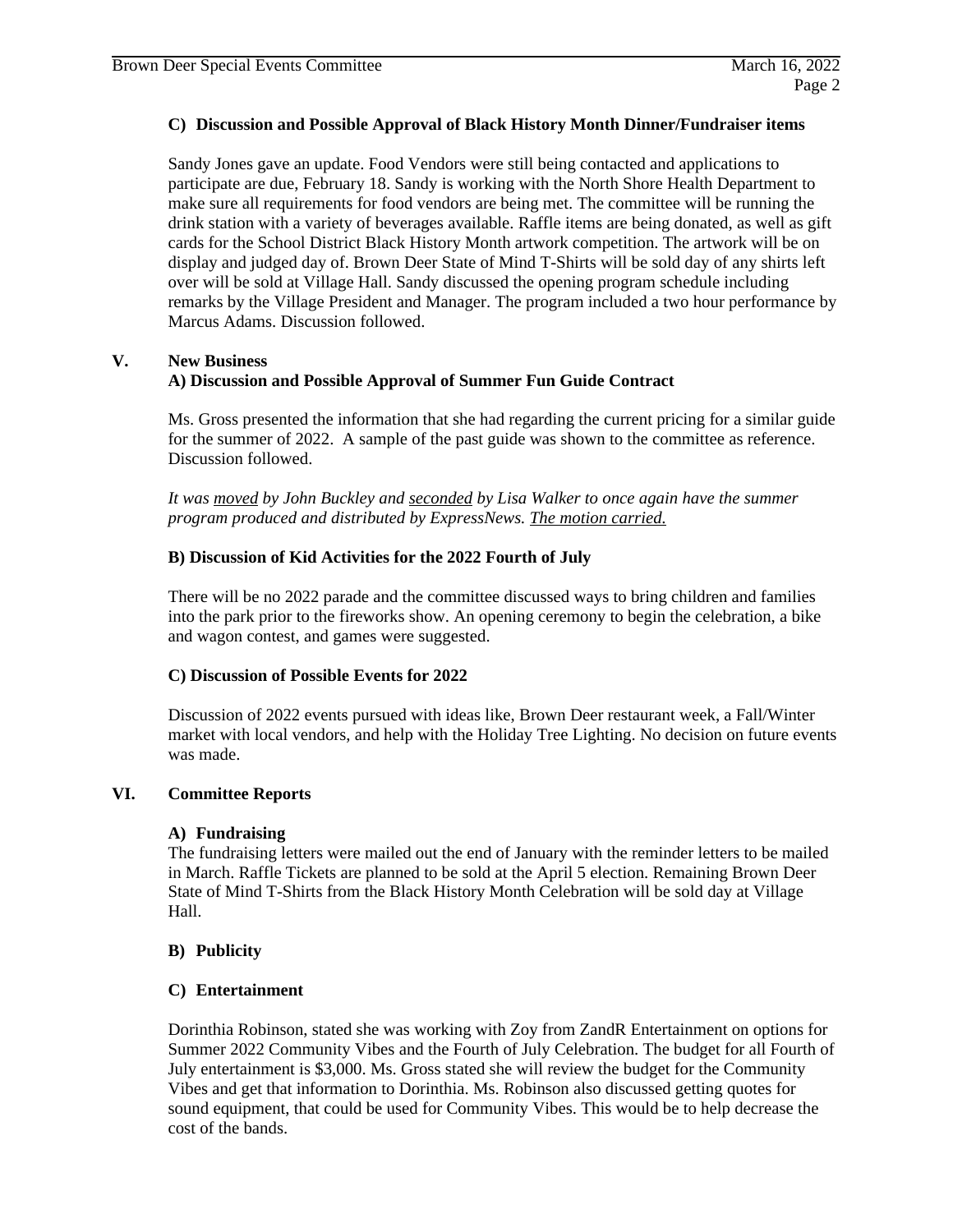### C) Discussion and Possible Approval of Black History Month Dinner/Fundraiser items

Sandy Jones gave an update. Food Vendors were still being contacted and applications to participate are due, February 18. Sandy is working with the North Shore Health Department to make sure all requirements for food vendors are being met. The committee will be running the drink station with a variety of beverages available. Raffle items are being donated, as well as gift cards for the School District Black History Month artwork competition. The artwork will be on display and judged day of. Brown Deer State of Mind T-Shirts will be sold day of any shirts left over will be sold at Village Hall. Sandy discussed the opening program schedule including remarks by the Village President and Manager. The program included a two hour performance by Marcus Adams. Discussion followed.

## V. New Business

### A) Discussion and Possible Approval of Summer Fun Guide Contract

Ms. Gross presented the information that she had regarding the current pricing for a similar guide for the summer of 2022. A sample of the past guide was shown to the committee as reference. Discussion followed.

*It was moved by John Buckley and seconded by Lisa Walker to once again have the summer program produced and distributed by ExpressNews. The motion carried.*

### B) Discussion of Kid Activities for the 2022 Fourth of July

There will be no 2022 parade and the committee discussed ways to bring children and families into the park prior to the fireworks show. An opening ceremony to begin the celebration, a bike and wagon contest, and games were suggested.

### C) Discussion of Possible Events for 2022

Discussion of 2022 events pursued with ideas like, Brown Deer restaurant week, a Fall/Winter market with local vendors, and help with the Holiday Tree Lighting. No decision on future events was made.

## VI. Committee Reports

### A) Fundraising

The fundraising letters were mailed out the end of January with the reminder letters to be mailed in March. Raffle Tickets are planned to be sold at the April 5 election. Remaining Brown Deer State of Mind T-Shirts from the Black History Month Celebration will be sold day at Village Hall.

### B) Publicity

### C) Entertainment

Dorinthia Robinson, stated she was working with Zoy from ZandR Entertainment on options for Summer 2022 Community Vibes and the Fourth of July Celebration. The budget for all Fourth of July entertainment is $3,000. Ms. Gross stated she will review the budget for the Community Vibes and get that information to Dorinthia. Ms. Robinson also discussed getting quotes for sound equipment, that could be used for Community Vibes. This would be to help decrease the cost of the bands.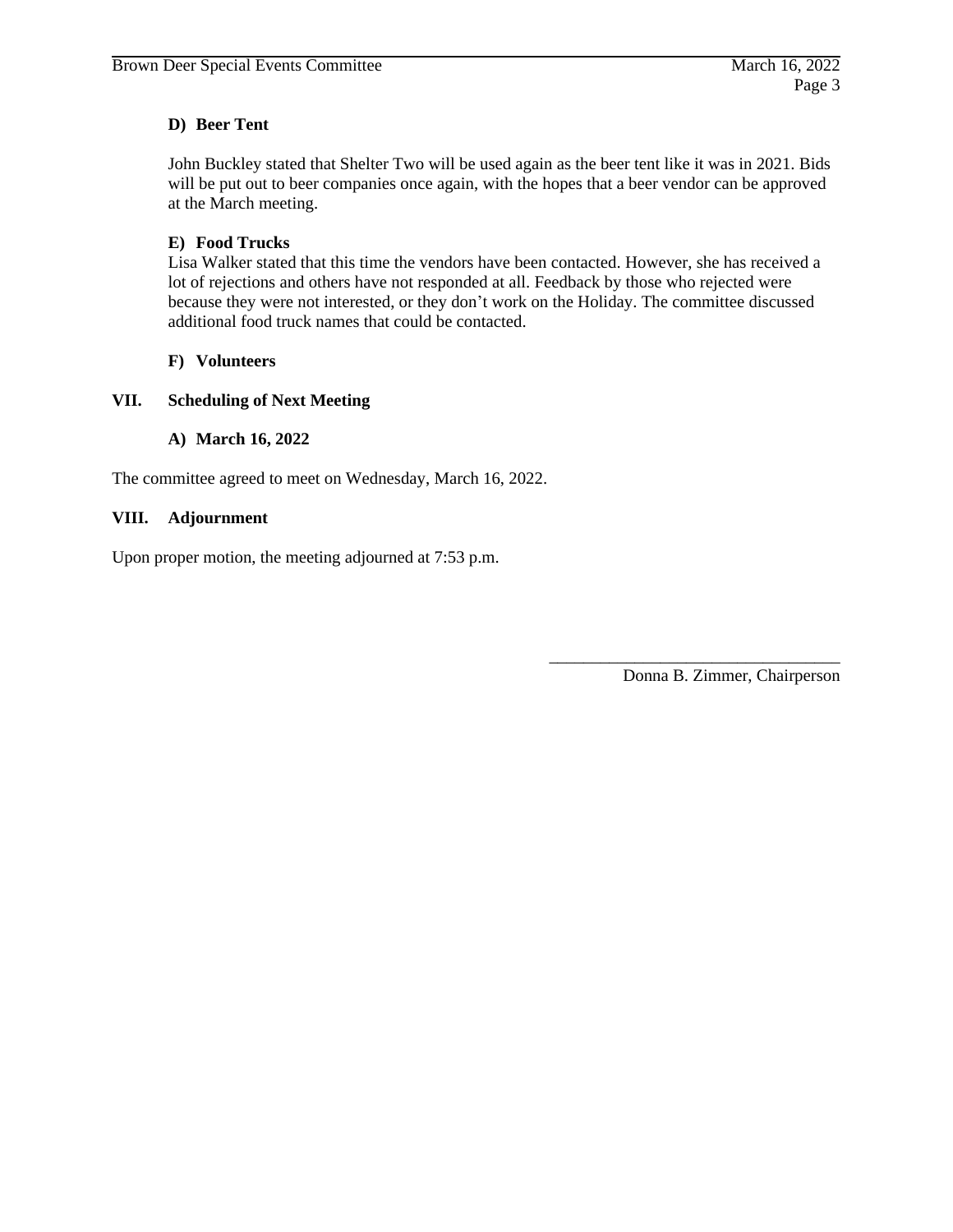**D) Beer Tent**

John Buckley stated that Shelter Two will be used again as the beer tent like it was in 2021. Bids will be put out to beer companies once again, with the hopes that a beer vendor can be approved at the March meeting.

**E) Food Trucks**

Lisa Walker stated that this time the vendors have been contacted. However, she has received a lot of rejections and others have not responded at all. Feedback by those who rejected were because they were not interested, or they don't work on the Holiday. The committee discussed additional food truck names that could be contacted.

**F) Volunteers**

## VII. Scheduling of Next Meeting

**A) March 16, 2022**

The committee agreed to meet on Wednesday, March 16, 2022.

## VIII. Adjournment

Upon proper motion, the meeting adjourned at 7:53 p.m.

\_\_\_\_\_\_\_\_\_\_\_\_\_\_\_\_\_\_\_\_\_\_\_\_\_\_\_\_\_\_\_\_\_\_

Donna B. Zimmer, Chairperson